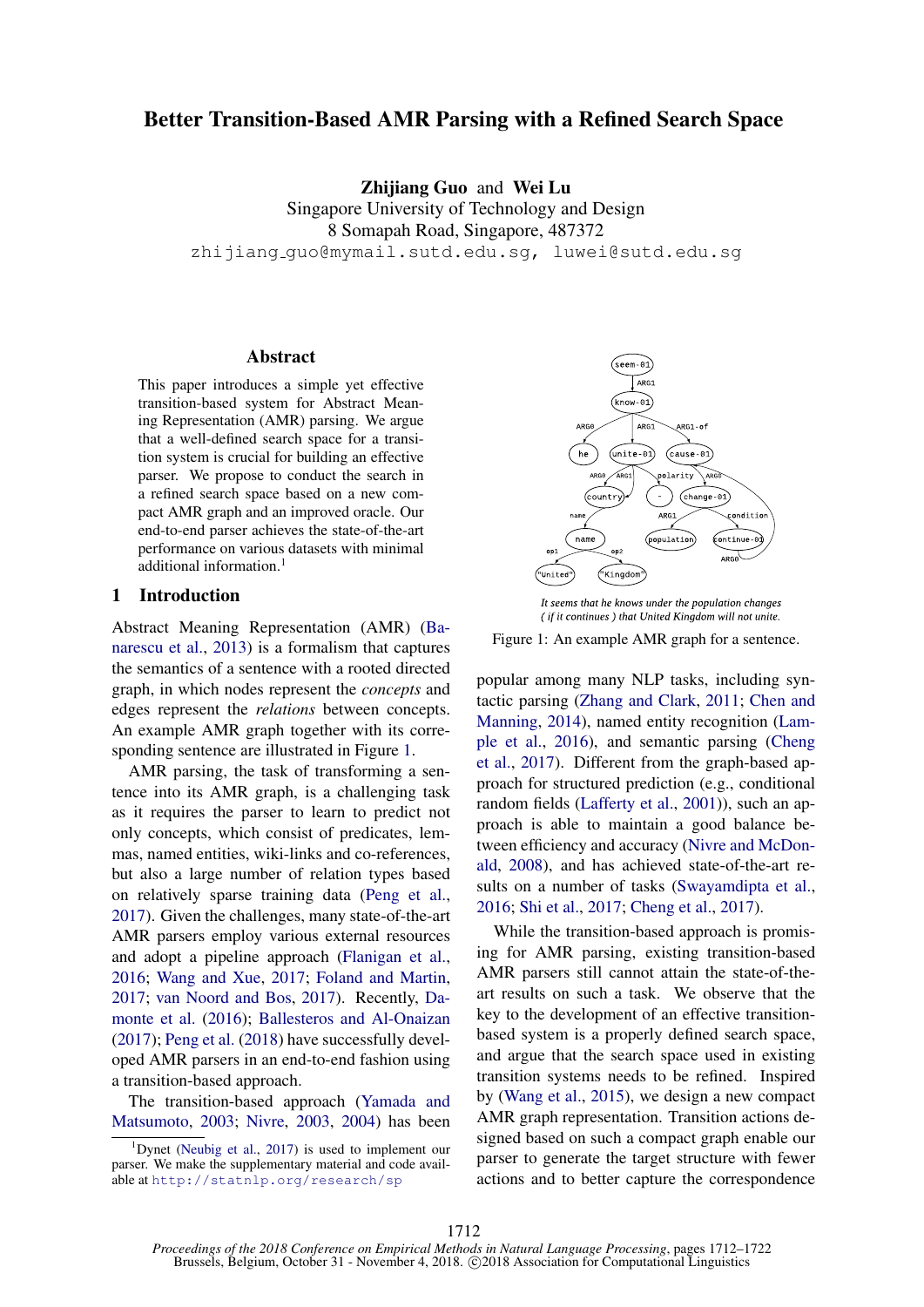# Better Transition-Based AMR Parsing with a Refined Search Space

**Zhijiang Guo** and **Wei Lu**
Singapore University of Technology and Design
8 Somapah Road, Singapore, 487372
zhijiang_guo@mymail.sutd.edu.sg, luwei@sutd.edu.sg

## Abstract

This paper introduces a simple yet effective transition-based system for Abstract Meaning Representation (AMR) parsing. We argue that a well-defined search space for a transition system is crucial for building an effective parser. We propose to conduct the search in a refined search space based on a new compact AMR graph and an improved oracle. Our end-to-end parser achieves the state-of-the-art performance on various datasets with minimal additional information.[1]

## 1 Introduction

Abstract Meaning Representation (AMR) (Banarescu et al., 2013) is a formalism that captures the semantics of a sentence with a rooted directed graph, in which nodes represent the *concepts* and edges represent the *relations* between concepts. An example AMR graph together with its corresponding sentence are illustrated in Figure 1.

*It seems that he knows under the population changes ( if it continues ) that United Kingdom will not unite.*

Figure 1: An example AMR graph for a sentence.

AMR parsing, the task of transforming a sentence into its AMR graph, is a challenging task as it requires the parser to learn to predict not only concepts, which consist of predicates, lemmas, named entities, wiki-links and co-references, but also a large number of relation types based on relatively sparse training data (Peng et al., 2017). Given the challenges, many state-of-the-art AMR parsers employ various external resources and adopt a pipeline approach (Flanigan et al., 2016; Wang and Xue, 2017; Foland and Martin, 2017; van Noord and Bos, 2017). Recently, Damonte et al. (2016); Ballesteros and Al-Onaizan (2017); Peng et al. (2018) have successfully developed AMR parsers in an end-to-end fashion using a transition-based approach.

The transition-based approach (Yamada and Matsumoto, 2003; Nivre, 2003, 2004) has been popular among many NLP tasks, including syntactic parsing (Zhang and Clark, 2011; Chen and Manning, 2014), named entity recognition (Lample et al., 2016), and semantic parsing (Cheng et al., 2017). Different from the graph-based approach for structured prediction (e.g., conditional random fields (Lafferty et al., 2001)), such an approach is able to maintain a good balance between efficiency and accuracy (Nivre and McDonald, 2008), and has achieved state-of-the-art results on a number of tasks (Swayamdipta et al., 2016; Shi et al., 2017; Cheng et al., 2017).

While the transition-based approach is promising for AMR parsing, existing transition-based AMR parsers still cannot attain the state-of-the-art results on such a task. We observe that the key to the development of an effective transition-based system is a properly defined search space, and argue that the search space used in existing transition systems needs to be refined. Inspired by (Wang et al., 2015), we design a new compact AMR graph representation. Transition actions designed based on such a compact graph enable our parser to generate the target structure with fewer actions and to better capture the correspondence

[1] Dynet (Neubig et al., 2017) is used to implement our parser. We make the supplementary material and code available at http://statnlp.org/research/sp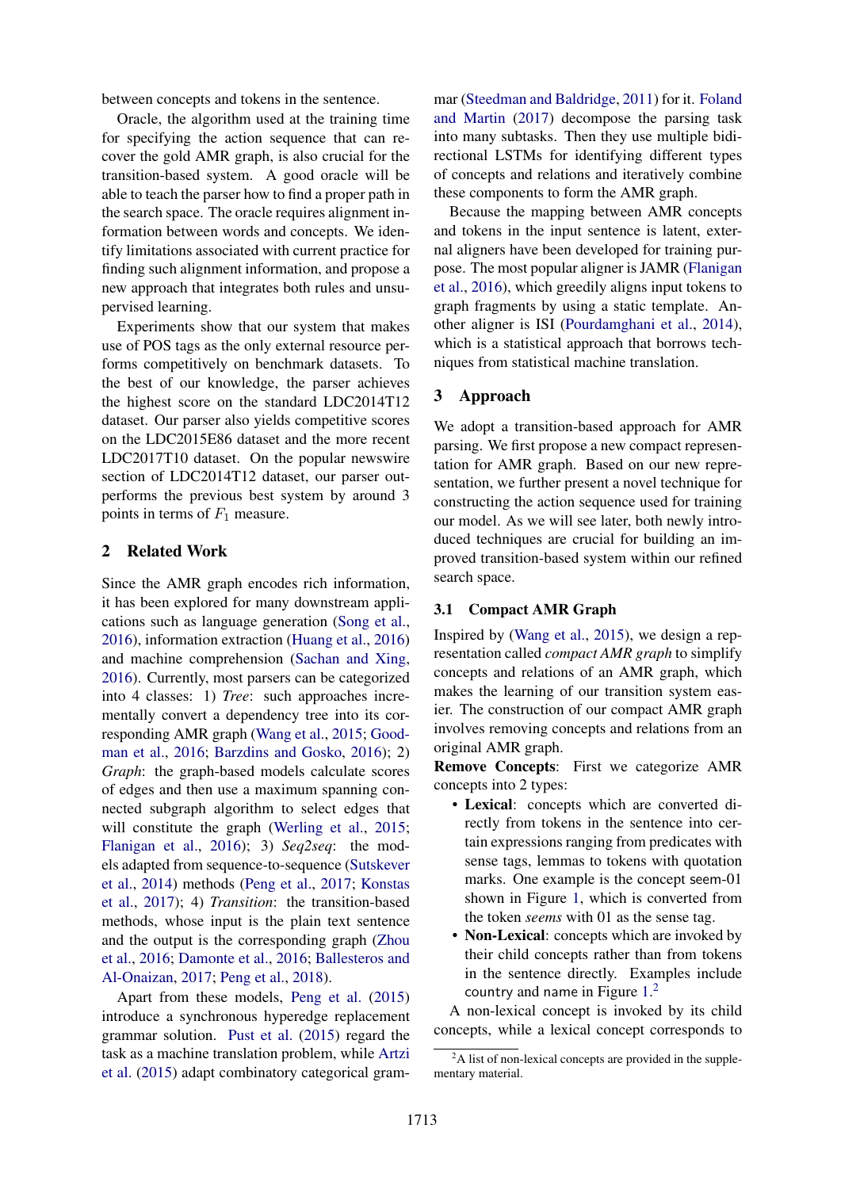between concepts and tokens in the sentence.

Oracle, the algorithm used at the training time for specifying the action sequence that can recover the gold AMR graph, is also crucial for the transition-based system. A good oracle will be able to teach the parser how to find a proper path in the search space. The oracle requires alignment information between words and concepts. We identify limitations associated with current practice for finding such alignment information, and propose a new approach that integrates both rules and unsupervised learning.

Experiments show that our system that makes use of POS tags as the only external resource performs competitively on benchmark datasets. To the best of our knowledge, the parser achieves the highest score on the standard LDC2014T12 dataset. Our parser also yields competitive scores on the LDC2015E86 dataset and the more recent LDC2017T10 dataset. On the popular newswire section of LDC2014T12 dataset, our parser outperforms the previous best system by around 3 points in terms of $F_1$ measure.

## 2 Related Work

Since the AMR graph encodes rich information, it has been explored for many downstream applications such as language generation (Song et al., 2016), information extraction (Huang et al., 2016) and machine comprehension (Sachan and Xing, 2016). Currently, most parsers can be categorized into 4 classes: 1) *Tree*: such approaches incrementally convert a dependency tree into its corresponding AMR graph (Wang et al., 2015; Goodman et al., 2016; Barzdins and Gosko, 2016); 2) *Graph*: the graph-based models calculate scores of edges and then use a maximum spanning connected subgraph algorithm to select edges that will constitute the graph (Werling et al., 2015; Flanigan et al., 2016); 3) *Seq2seq*: the models adapted from sequence-to-sequence (Sutskever et al., 2014) methods (Peng et al., 2017; Konstas et al., 2017); 4) *Transition*: the transition-based methods, whose input is the plain text sentence and the output is the corresponding graph (Zhou et al., 2016; Damonte et al., 2016; Ballesteros and Al-Onaizan, 2017; Peng et al., 2018).

Apart from these models, Peng et al. (2015) introduce a synchronous hyperedge replacement grammar solution. Pust et al. (2015) regard the task as a machine translation problem, while Artzi et al. (2015) adapt combinatory categorical grammar (Steedman and Baldridge, 2011) for it. Foland and Martin (2017) decompose the parsing task into many subtasks. Then they use multiple bidirectional LSTMs for identifying different types of concepts and relations and iteratively combine these components to form the AMR graph.

Because the mapping between AMR concepts and tokens in the input sentence is latent, external aligners have been developed for training purpose. The most popular aligner is JAMR (Flanigan et al., 2016), which greedily aligns input tokens to graph fragments by using a static template. Another aligner is ISI (Pourdamghani et al., 2014), which is a statistical approach that borrows techniques from statistical machine translation.

## 3 Approach

We adopt a transition-based approach for AMR parsing. We first propose a new compact representation for AMR graph. Based on our new representation, we further present a novel technique for constructing the action sequence used for training our model. As we will see later, both newly introduced techniques are crucial for building an improved transition-based system within our refined search space.

### 3.1 Compact AMR Graph

Inspired by (Wang et al., 2015), we design a representation called *compact AMR graph* to simplify concepts and relations of an AMR graph, which makes the learning of our transition system easier. The construction of our compact AMR graph involves removing concepts and relations from an original AMR graph.

**Remove Concepts**: First we categorize AMR concepts into 2 types:

- **Lexical**: concepts which are converted directly from tokens in the sentence into certain expressions ranging from predicates with sense tags, lemmas to tokens with quotation marks. One example is the concept seem-01 shown in Figure 1, which is converted from the token *seems* with 01 as the sense tag.
- **Non-Lexical**: concepts which are invoked by their child concepts rather than from tokens in the sentence directly. Examples include country and name in Figure 1.[2]

A non-lexical concept is invoked by its child concepts, while a lexical concept corresponds to

[2]A list of non-lexical concepts are provided in the supplementary material.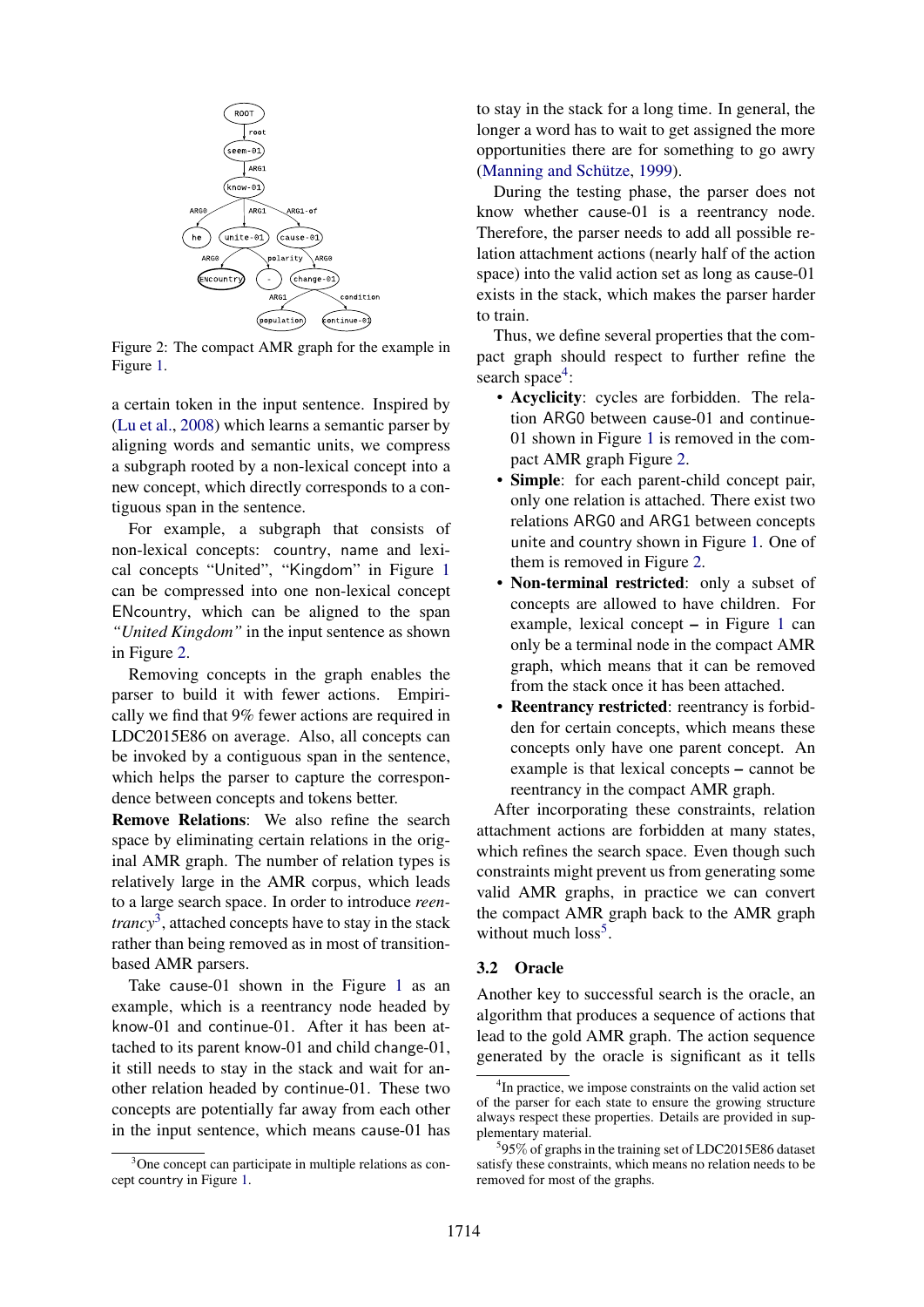Figure 2: The compact AMR graph for the example in Figure 1.

a certain token in the input sentence. Inspired by (Lu et al., 2008) which learns a semantic parser by aligning words and semantic units, we compress a subgraph rooted by a non-lexical concept into a new concept, which directly corresponds to a contiguous span in the sentence.

For example, a subgraph that consists of non-lexical concepts: country, name and lexical concepts "United", "Kingdom" in Figure 1 can be compressed into one non-lexical concept ENcountry, which can be aligned to the span *"United Kingdom"* in the input sentence as shown in Figure 2.

Removing concepts in the graph enables the parser to build it with fewer actions. Empirically we find that 9% fewer actions are required in LDC2015E86 on average. Also, all concepts can be invoked by a contiguous span in the sentence, which helps the parser to capture the correspondence between concepts and tokens better.

**Remove Relations**: We also refine the search space by eliminating certain relations in the original AMR graph. The number of relation types is relatively large in the AMR corpus, which leads to a large search space. In order to introduce *reentrancy*[3], attached concepts have to stay in the stack rather than being removed as in most of transition-based AMR parsers.

Take cause-01 shown in the Figure 1 as an example, which is a reentrancy node headed by know-01 and continue-01. After it has been attached to its parent know-01 and child change-01, it still needs to stay in the stack and wait for another relation headed by continue-01. These two concepts are potentially far away from each other in the input sentence, which means cause-01 has to stay in the stack for a long time. In general, the longer a word has to wait to get assigned the more opportunities there are for something to go awry (Manning and Schütze, 1999).

During the testing phase, the parser does not know whether cause-01 is a reentrancy node. Therefore, the parser needs to add all possible relation attachment actions (nearly half of the action space) into the valid action set as long as cause-01 exists in the stack, which makes the parser harder to train.

Thus, we define several properties that the compact graph should respect to further refine the search space[4]:

- **Acyclicity**: cycles are forbidden. The relation ARG0 between cause-01 and continue-01 shown in Figure 1 is removed in the compact AMR graph Figure 2.
- **Simple**: for each parent-child concept pair, only one relation is attached. There exist two relations ARG0 and ARG1 between concepts unite and country shown in Figure 1. One of them is removed in Figure 2.
- **Non-terminal restricted**: only a subset of concepts are allowed to have children. For example, lexical concept **–** in Figure 1 can only be a terminal node in the compact AMR graph, which means that it can be removed from the stack once it has been attached.
- **Reentrancy restricted**: reentrancy is forbidden for certain concepts, which means these concepts only have one parent concept. An example is that lexical concepts **–** cannot be reentrancy in the compact AMR graph.

After incorporating these constraints, relation attachment actions are forbidden at many states, which refines the search space. Even though such constraints might prevent us from generating some valid AMR graphs, in practice we can convert the compact AMR graph back to the AMR graph without much loss[5].

### 3.2 Oracle

Another key to successful search is the oracle, an algorithm that produces a sequence of actions that lead to the gold AMR graph. The action sequence generated by the oracle is significant as it tells

[3] One concept can participate in multiple relations as concept country in Figure 1.

[4] In practice, we impose constraints on the valid action set of the parser for each state to ensure the growing structure always respect these properties. Details are provided in supplementary material.

[5] 95% of graphs in the training set of LDC2015E86 dataset satisfy these constraints, which means no relation needs to be removed for most of the graphs.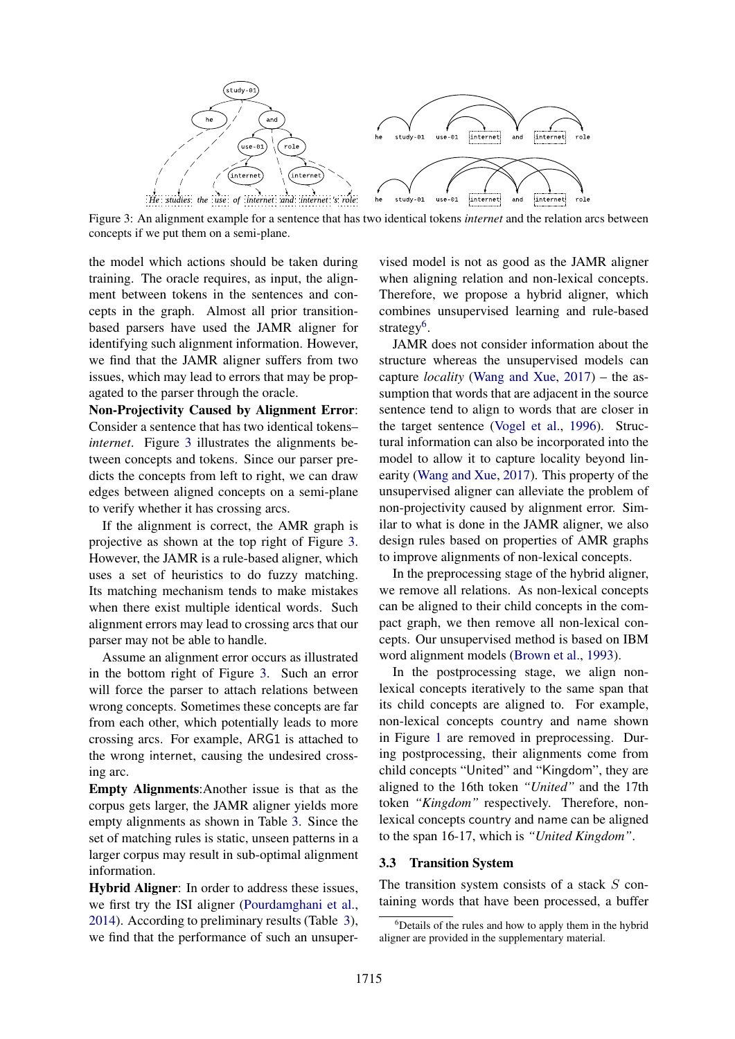Figure 3: An alignment example for a sentence that has two identical tokens *internet* and the relation arcs between concepts if we put them on a semi-plane.

the model which actions should be taken during training. The oracle requires, as input, the alignment between tokens in the sentences and concepts in the graph. Almost all prior transition-based parsers have used the JAMR aligner for identifying such alignment information. However, we find that the JAMR aligner suffers from two issues, which may lead to errors that may be propagated to the parser through the oracle.

**Non-Projectivity Caused by Alignment Error**: Consider a sentence that has two identical tokens– *internet*. Figure 3 illustrates the alignments between concepts and tokens. Since our parser predicts the concepts from left to right, we can draw edges between aligned concepts on a semi-plane to verify whether it has crossing arcs.

If the alignment is correct, the AMR graph is projective as shown at the top right of Figure 3. However, the JAMR is a rule-based aligner, which uses a set of heuristics to do fuzzy matching. Its matching mechanism tends to make mistakes when there exist multiple identical words. Such alignment errors may lead to crossing arcs that our parser may not be able to handle.

Assume an alignment error occurs as illustrated in the bottom right of Figure 3. Such an error will force the parser to attach relations between wrong concepts. Sometimes these concepts are far from each other, which potentially leads to more crossing arcs. For example, ARG1 is attached to the wrong internet, causing the undesired crossing arc.

**Empty Alignments**:Another issue is that as the corpus gets larger, the JAMR aligner yields more empty alignments as shown in Table 3. Since the set of matching rules is static, unseen patterns in a larger corpus may result in sub-optimal alignment information.

**Hybrid Aligner**: In order to address these issues, we first try the ISI aligner (Pourdamghani et al., 2014). According to preliminary results (Table 3), we find that the performance of such an unsupervised model is not as good as the JAMR aligner when aligning relation and non-lexical concepts. Therefore, we propose a hybrid aligner, which combines unsupervised learning and rule-based strategy[6].

JAMR does not consider information about the structure whereas the unsupervised models can capture *locality* (Wang and Xue, 2017) – the assumption that words that are adjacent in the source sentence tend to align to words that are closer in the target sentence (Vogel et al., 1996). Structural information can also be incorporated into the model to allow it to capture locality beyond linearity (Wang and Xue, 2017). This property of the unsupervised aligner can alleviate the problem of non-projectivity caused by alignment error. Similar to what is done in the JAMR aligner, we also design rules based on properties of AMR graphs to improve alignments of non-lexical concepts.

In the preprocessing stage of the hybrid aligner, we remove all relations. As non-lexical concepts can be aligned to their child concepts in the compact graph, we then remove all non-lexical concepts. Our unsupervised method is based on IBM word alignment models (Brown et al., 1993).

In the postprocessing stage, we align non-lexical concepts iteratively to the same span that its child concepts are aligned to. For example, non-lexical concepts country and name shown in Figure 1 are removed in preprocessing. During postprocessing, their alignments come from child concepts "United" and "Kingdom", they are aligned to the 16th token *"United"* and the 17th token *"Kingdom"* respectively. Therefore, non-lexical concepts country and name can be aligned to the span 16-17, which is *"United Kingdom"*.

### 3.3 Transition System

The transition system consists of a stack $S$ containing words that have been processed, a buffer

[6]Details of the rules and how to apply them in the hybrid aligner are provided in the supplementary material.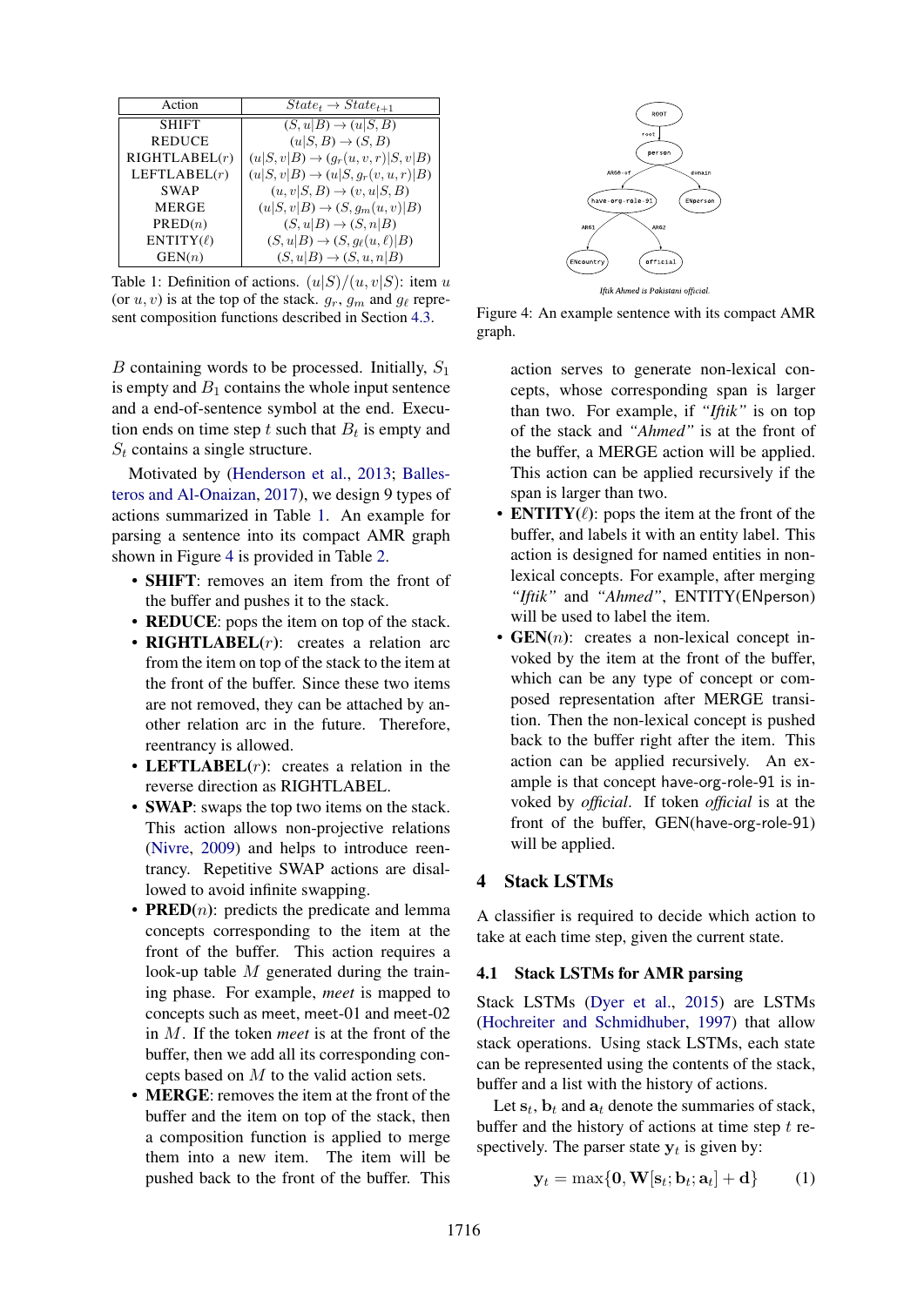| Action | $State_t \rightarrow State_{t+1}$ |
|---|---|
| SHIFT | $(S, u\|B) \rightarrow (u\|S, B)$ |
| REDUCE | $(u\|S, B) \rightarrow (S, B)$ |
| RIGHTLABEL($r$) | $(u\|S, v\|B) \rightarrow (g_r(u, v, r)\|S, v\|B)$ |
| LEFTLABEL($r$) | $(u\|S, v\|B) \rightarrow (u\|S, g_r(v, u, r)\|B)$ |
| SWAP | $(u, v\|S, B) \rightarrow (v, u\|S, B)$ |
| MERGE | $(u\|S, v\|B) \rightarrow (S, g_m(u, v)\|B)$ |
| PRED($n$) | $(S, u\|B) \rightarrow (S, n\|B)$ |
| ENTITY($\ell$) | $(S, u\|B) \rightarrow (S, g_\ell(u, \ell)\|B)$ |
| GEN($n$) | $(S, u\|B) \rightarrow (S, u, n\|B)$ |

Table 1: Definition of actions. $(u|S)/(u, v|S)$: item $u$ (or $u, v$) is at the top of the stack. $g_r$, $g_m$ and $g_\ell$ represent composition functions described in Section 4.3.

$B$ containing words to be processed. Initially, $S_1$ is empty and $B_1$ contains the whole input sentence and a end-of-sentence symbol at the end. Execution ends on time step $t$ such that $B_t$ is empty and $S_t$ contains a single structure.

Motivated by (Henderson et al., 2013; Ballesteros and Al-Onaizan, 2017), we design 9 types of actions summarized in Table 1. An example for parsing a sentence into its compact AMR graph shown in Figure 4 is provided in Table 2.

- **SHIFT**: removes an item from the front of the buffer and pushes it to the stack.
- **REDUCE**: pops the item on top of the stack.
- **RIGHTLABEL($r$)**: creates a relation arc from the item on top of the stack to the item at the front of the buffer. Since these two items are not removed, they can be attached by another relation arc in the future. Therefore, reentrancy is allowed.
- **LEFTLABEL($r$)**: creates a relation in the reverse direction as RIGHTLABEL.
- **SWAP**: swaps the top two items on the stack. This action allows non-projective relations (Nivre, 2009) and helps to introduce reentrancy. Repetitive SWAP actions are disallowed to avoid infinite swapping.
- **PRED($n$)**: predicts the predicate and lemma concepts corresponding to the item at the front of the buffer. This action requires a look-up table $M$ generated during the training phase. For example, *meet* is mapped to concepts such as meet, meet-01 and meet-02 in $M$. If the token *meet* is at the front of the buffer, then we add all its corresponding concepts based on $M$ to the valid action sets.
- **MERGE**: removes the item at the front of the buffer and the item on top of the stack, then a composition function is applied to merge them into a new item. The item will be pushed back to the front of the buffer. This action serves to generate non-lexical concepts, whose corresponding span is larger than two. For example, if *"Iftik"* is on top of the stack and *"Ahmed"* is at the front of the buffer, a MERGE action will be applied. This action can be applied recursively if the span is larger than two.
- **ENTITY($\ell$)**: pops the item at the front of the buffer, and labels it with an entity label. This action is designed for named entities in non-lexical concepts. For example, after merging *"Iftik"* and *"Ahmed"*, ENTITY(ENperson) will be used to label the item.
- **GEN($n$)**: creates a non-lexical concept invoked by the item at the front of the buffer, which can be any type of concept or composed representation after MERGE transition. Then the non-lexical concept is pushed back to the buffer right after the item. This action can be applied recursively. An example is that concept have-org-role-91 is invoked by *official*. If token *official* is at the front of the buffer, GEN(have-org-role-91) will be applied.

*Iftik Ahmed is Pakistani official.*

Figure 4: An example sentence with its compact AMR graph.

## 4 Stack LSTMs

A classifier is required to decide which action to take at each time step, given the current state.

### 4.1 Stack LSTMs for AMR parsing

Stack LSTMs (Dyer et al., 2015) are LSTMs (Hochreiter and Schmidhuber, 1997) that allow stack operations. Using stack LSTMs, each state can be represented using the contents of the stack, buffer and a list with the history of actions.

Let $\mathbf{s}_t$, $\mathbf{b}_t$ and $\mathbf{a}_t$ denote the summaries of stack, buffer and the history of actions at time step $t$ respectively. The parser state $\mathbf{y}_t$ is given by:

$$\mathbf{y}_t = \max\{\mathbf{0}, \mathbf{W}[\mathbf{s}_t; \mathbf{b}_t; \mathbf{a}_t] + \mathbf{d}\} \tag{1}$$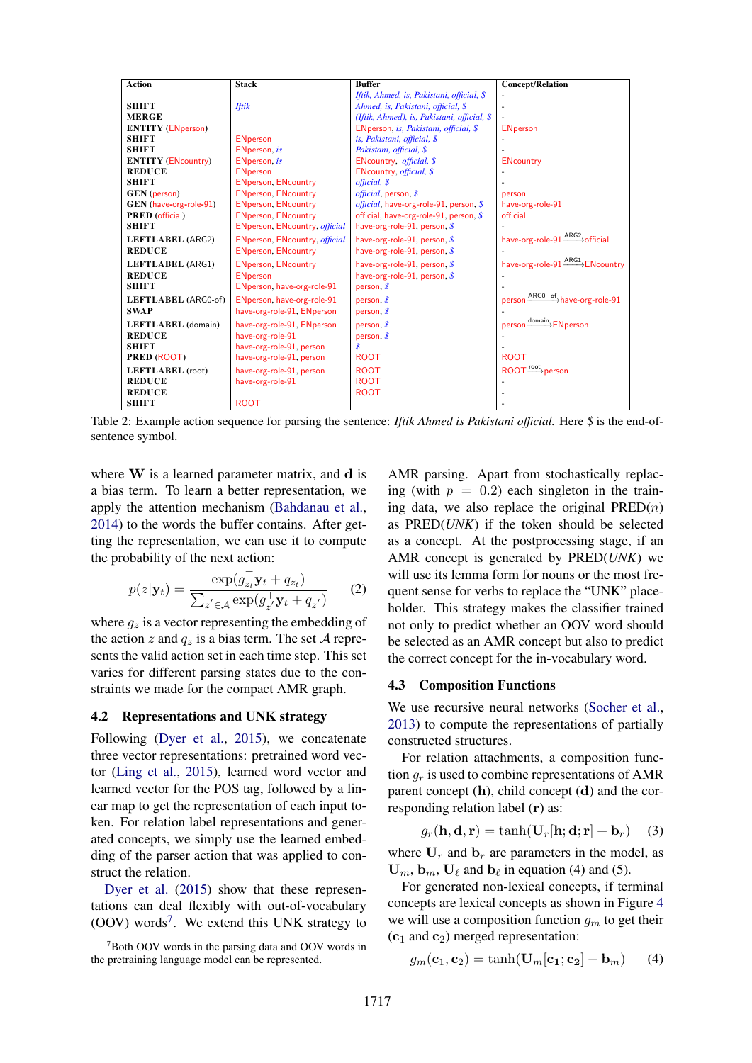| Action | Stack | Buffer | Concept/Relation |
|---|---|---|---|
| | | *Iftik, Ahmed, is, Pakistani, official, $* | - |
| **SHIFT** | *Iftik* | *Ahmed, is, Pakistani, official, $* | - |
| **MERGE** | | *(Iftik, Ahmed), is, Pakistani, official, $* | - |
| **ENTITY** (ENperson) | | ENperson, *is, Pakistani, official, $* | ENperson |
| **SHIFT** | ENperson | *is, Pakistani, official, $* | - |
| **SHIFT** | ENperson, *is* | *Pakistani, official, $* | - |
| **ENTITY** (ENcountry) | ENperson, *is* | ENcountry, *official, $* | ENcountry |
| **REDUCE** | ENperson | ENcountry, *official, $* | - |
| **SHIFT** | ENperson, ENcountry | *official, $* | - |
| **GEN** (person) | ENperson, ENcountry | *official*, person, *$* | person |
| **GEN** (have-org-role-91) | ENperson, ENcountry | *official*, have-org-role-91, person, *$* | have-org-role-91 |
| **PRED** (official) | ENperson, ENcountry | official, have-org-role-91, person, *$* | official |
| **SHIFT** | ENperson, ENcountry, *official* | have-org-role-91, person, *$* | - |
| **LEFTLABEL** (ARG2) | ENperson, ENcountry, *official* | have-org-role-91, person, *$* | have-org-role-91 $\xrightarrow{\text{ARG2}}$ official |
| **REDUCE** | ENperson, ENcountry | have-org-role-91, person, *$* | - |
| **LEFTLABEL** (ARG1) | ENperson, ENcountry | have-org-role-91, person, *$* | have-org-role-91 $\xrightarrow{\text{ARG1}}$ ENcountry |
| **REDUCE** | ENperson | have-org-role-91, person, *$* | - |
| **SHIFT** | ENperson, have-org-role-91 | person, *$* | - |
| **LEFTLABEL** (ARG0-of) | ENperson, have-org-role-91 | person, *$* | person $\xrightarrow{\text{ARG0-of}}$ have-org-role-91 |
| **SWAP** | have-org-role-91, ENperson | person, *$* | - |
| **LEFTLABEL** (domain) | have-org-role-91, ENperson | person, *$* | person $\xrightarrow{\text{domain}}$ ENperson |
| **REDUCE** | have-org-role-91 | person, *$* | - |
| **SHIFT** | have-org-role-91, person | *$* | - |
| **PRED** (ROOT) | have-org-role-91, person | ROOT | ROOT |
| **LEFTLABEL** (root) | have-org-role-91, person | ROOT | ROOT $\xrightarrow{\text{root}}$ person |
| **REDUCE** | have-org-role-91 | ROOT | - |
| **REDUCE** | | ROOT | - |
| **SHIFT** | ROOT | | - |

Table 2: Example action sequence for parsing the sentence: *Iftik Ahmed is Pakistani official.* Here *$* is the end-of-sentence symbol.

where $\mathbf{W}$ is a learned parameter matrix, and $\mathbf{d}$ is a bias term. To learn a better representation, we apply the attention mechanism (Bahdanau et al., 2014) to the words the buffer contains. After getting the representation, we can use it to compute the probability of the next action:

$$p(z|\mathbf{y}_t) = \frac{\exp(g_{z_t}^\top \mathbf{y}_t + q_{z_t})}{\sum_{z' \in \mathcal{A}} \exp(g_{z'}^\top \mathbf{y}_t + q_{z'})} \quad (2)$$

where $g_z$ is a vector representing the embedding of the action $z$ and $q_z$ is a bias term. The set $\mathcal{A}$ represents the valid action set in each time step. This set varies for different parsing states due to the constraints we made for the compact AMR graph.

### 4.2 Representations and UNK strategy

Following (Dyer et al., 2015), we concatenate three vector representations: pretrained word vector (Ling et al., 2015), learned word vector and learned vector for the POS tag, followed by a linear map to get the representation of each input token. For relation label representations and generated concepts, we simply use the learned embedding of the parser action that was applied to construct the relation.

Dyer et al. (2015) show that these representations can deal flexibly with out-of-vocabulary (OOV) words[7]. We extend this UNK strategy to AMR parsing. Apart from stochastically replacing (with $p = 0.2$) each singleton in the training data, we also replace the original PRED($n$) as PRED(*UNK*) if the token should be selected as a concept. At the postprocessing stage, if an AMR concept is generated by PRED(*UNK*) we will use its lemma form for nouns or the most frequent sense for verbs to replace the "UNK" placeholder. This strategy makes the classifier trained not only to predict whether an OOV word should be selected as an AMR concept but also to predict the correct concept for the in-vocabulary word.

[7] Both OOV words in the parsing data and OOV words in the pretraining language model can be represented.

### 4.3 Composition Functions

We use recursive neural networks (Socher et al., 2013) to compute the representations of partially constructed structures.

For relation attachments, a composition function $g_r$ is used to combine representations of AMR parent concept ($\mathbf{h}$), child concept ($\mathbf{d}$) and the corresponding relation label ($\mathbf{r}$) as:

$$g_r(\mathbf{h}, \mathbf{d}, \mathbf{r}) = \tanh(\mathbf{U}_r[\mathbf{h}; \mathbf{d}; \mathbf{r}] + \mathbf{b}_r) \quad (3)$$

where $\mathbf{U}_r$ and $\mathbf{b}_r$ are parameters in the model, as $\mathbf{U}_m$, $\mathbf{b}_m$, $\mathbf{U}_\ell$ and $\mathbf{b}_\ell$ in equation (4) and (5).

For generated non-lexical concepts, if terminal concepts are lexical concepts as shown in Figure 4 we will use a composition function $g_m$ to get their ($\mathbf{c}_1$ and $\mathbf{c}_2$) merged representation:

$$g_m(\mathbf{c}_1, \mathbf{c}_2) = \tanh(\mathbf{U}_m[\mathbf{c}_1; \mathbf{c}_2] + \mathbf{b}_m) \quad (4)$$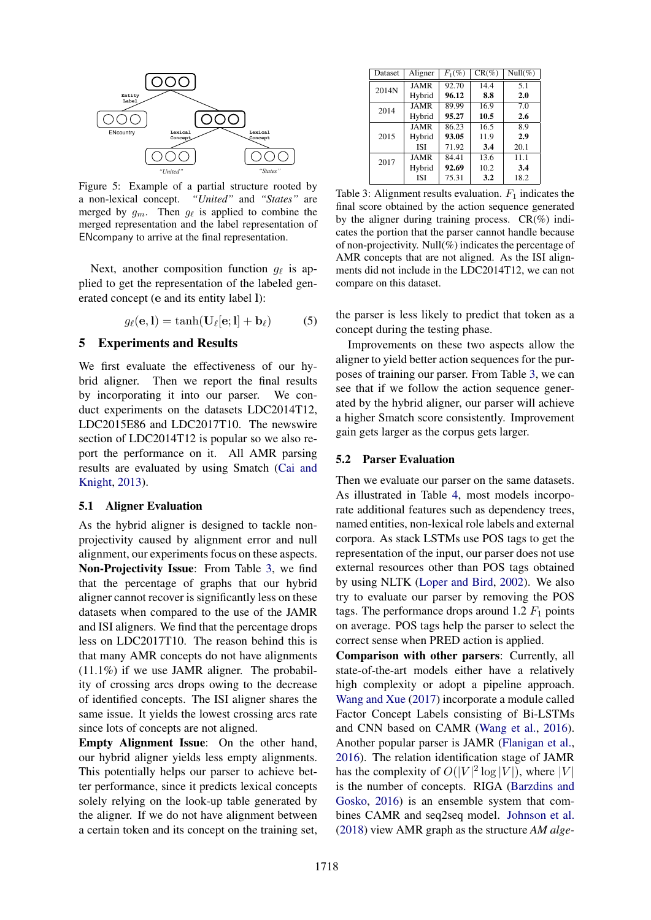Figure 5: Example of a partial structure rooted by a non-lexical concept. *"United"* and *"States"* are merged by $g_m$. Then $g_\ell$ is applied to combine the merged representation and the label representation of ENcompany to arrive at the final representation.

Next, another composition function $g_\ell$ is applied to get the representation of the labeled generated concept ($\mathbf{e}$ and its entity label $\mathbf{l}$):

$$g_\ell(\mathbf{e}, \mathbf{l}) = \tanh(\mathbf{U}_\ell[\mathbf{e}; \mathbf{l}] + \mathbf{b}_\ell) \quad (5)$$

## 5 Experiments and Results

We first evaluate the effectiveness of our hybrid aligner. Then we report the final results by incorporating it into our parser. We conduct experiments on the datasets LDC2014T12, LDC2015E86 and LDC2017T10. The newswire section of LDC2014T12 is popular so we also report the performance on it. All AMR parsing results are evaluated by using Smatch (Cai and Knight, 2013).

### 5.1 Aligner Evaluation

As the hybrid aligner is designed to tackle non-projectivity caused by alignment error and null alignment, our experiments focus on these aspects.

**Non-Projectivity Issue**: From Table 3, we find that the percentage of graphs that our hybrid aligner cannot recover is significantly less on these datasets when compared to the use of the JAMR and ISI aligners. We find that the percentage drops less on LDC2017T10. The reason behind this is that many AMR concepts do not have alignments (11.1%) if we use JAMR aligner. The probability of crossing arcs drops owing to the decrease of identified concepts. The ISI aligner shares the same issue. It yields the lowest crossing arcs rate since lots of concepts are not aligned.

**Empty Alignment Issue**: On the other hand, our hybrid aligner yields less empty alignments. This potentially helps our parser to achieve better performance, since it predicts lexical concepts solely relying on the look-up table generated by the aligner. If we do not have alignment between a certain token and its concept on the training set, the parser is less likely to predict that token as a concept during the testing phase.

| Dataset | Aligner | $F_1$(%) | CR(%) | Null(%) |
|---|---|---|---|---|
| 2014N | JAMR | 92.70 | 14.4 | 5.1 |
| | Hybrid | **96.12** | **8.8** | **2.0** |
| 2014 | JAMR | 89.99 | 16.9 | 7.0 |
| | Hybrid | **95.27** | **10.5** | **2.6** |
| 2015 | JAMR | 86.23 | 16.5 | 8.9 |
| | Hybrid | **93.05** | 11.9 | **2.9** |
| | ISI | 71.92 | **3.4** | 20.1 |
| 2017 | JAMR | 84.41 | 13.6 | 11.1 |
| | Hybrid | **92.69** | 10.2 | **3.4** |
| | ISI | 75.31 | **3.2** | 18.2 |

Table 3: Alignment results evaluation. $F_1$ indicates the final score obtained by the action sequence generated by the aligner during training process. CR(%) indicates the portion that the parser cannot handle because of non-projectivity. Null(%) indicates the percentage of AMR concepts that are not aligned. As the ISI alignments did not include in the LDC2014T12, we can not compare on this dataset.

Improvements on these two aspects allow the aligner to yield better action sequences for the purposes of training our parser. From Table 3, we can see that if we follow the action sequence generated by the hybrid aligner, our parser will achieve a higher Smatch score consistently. Improvement gain gets larger as the corpus gets larger.

### 5.2 Parser Evaluation

Then we evaluate our parser on the same datasets. As illustrated in Table 4, most models incorporate additional features such as dependency trees, named entities, non-lexical role labels and external corpora. As stack LSTMs use POS tags to get the representation of the input, our parser does not use external resources other than POS tags obtained by using NLTK (Loper and Bird, 2002). We also try to evaluate our parser by removing the POS tags. The performance drops around 1.2 $F_1$ points on average. POS tags help the parser to select the correct sense when PRED action is applied.

**Comparison with other parsers**: Currently, all state-of-the-art models either have a relatively high complexity or adopt a pipeline approach. Wang and Xue (2017) incorporate a module called Factor Concept Labels consisting of Bi-LSTMs and CNN based on CAMR (Wang et al., 2016). Another popular parser is JAMR (Flanigan et al., 2016). The relation identification stage of JAMR has the complexity of $O(|V|^2 \log |V|)$, where $|V|$ is the number of concepts. RIGA (Barzdins and Gosko, 2016) is an ensemble system that combines CAMR and seq2seq model. Johnson et al. (2018) view AMR graph as the structure *AM alge-*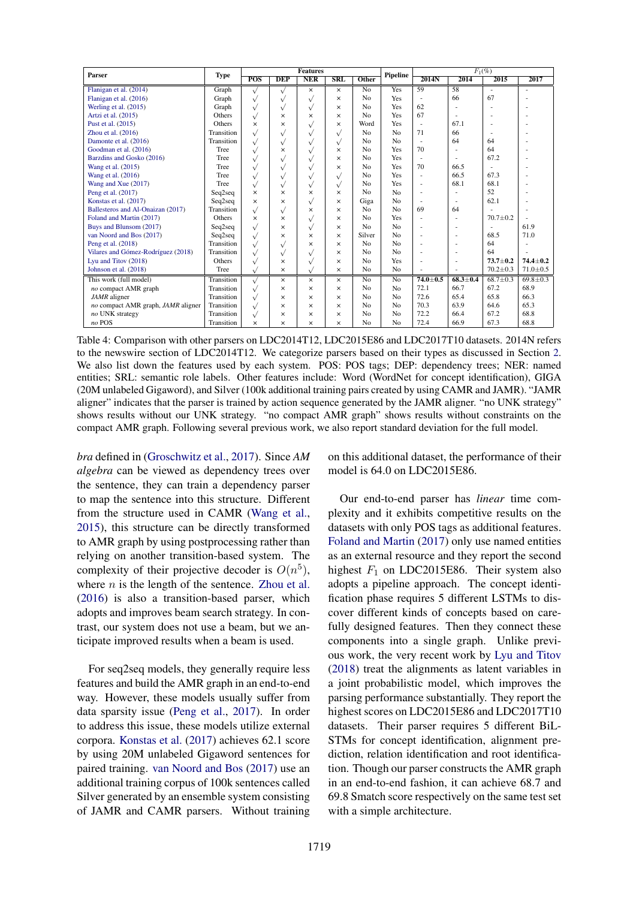| Parser | Type | Features | | | | | Pipeline | $F_1(\%)$ | | | |
|---|---|---|---|---|---|---|---|---|---|---|---|
| | | POS | DEP | NER | SRL | Other | | 2014N | 2014 | 2015 | 2017 |
| Flanigan et al. (2014) | Graph | √ | √ | × | × | No | Yes | 59 | 58 | - | - |
| Flanigan et al. (2016) | Graph | √ | √ | √ | × | No | Yes | - | 66 | 67 | - |
| Werling et al. (2015) | Graph | √ | √ | √ | × | No | Yes | 62 | - | - | - |
| Artzi et al. (2015) | Others | √ | × | × | × | No | Yes | 67 | - | - | - |
| Pust et al. (2015) | Others | × | × | √ | × | Word | Yes | - | 67.1 | - | - |
| Zhou et al. (2016) | Transition | √ | √ | √ | √ | No | No | 71 | 66 | - | - |
| Damonte et al. (2016) | Transition | √ | √ | √ | √ | No | No | - | 64 | 64 | - |
| Goodman et al. (2016) | Tree | √ | × | √ | × | No | Yes | 70 | - | 64 | - |
| Barzdins and Gosko (2016) | Tree | √ | √ | √ | × | No | Yes | - | - | 67.2 | - |
| Wang et al. (2015) | Tree | √ | √ | √ | × | No | Yes | 70 | 66.5 | - | - |
| Wang et al. (2016) | Tree | √ | √ | √ | √ | No | Yes | - | 66.5 | 67.3 | - |
| Wang and Xue (2017) | Tree | √ | √ | √ | √ | No | Yes | - | 68.1 | 68.1 | - |
| Peng et al. (2017) | Seq2seq | × | × | × | × | No | No | - | - | 52 | - |
| Konstas et al. (2017) | Seq2seq | × | × | √ | × | Giga | No | - | - | 62.1 | - |
| Ballesteros and Al-Onaizan (2017) | Transition | √ | √ | × | × | No | No | 69 | 64 | - | - |
| Foland and Martin (2017) | Others | × | × | √ | × | No | Yes | - | - | 70.7±0.2 | - |
| Buys and Blunsom (2017) | Seq2seq | √ | × | √ | × | No | No | - | - | - | 61.9 |
| van Noord and Bos (2017) | Seq2seq | √ | × | × | × | Silver | No | - | - | 68.5 | 71.0 |
| Peng et al. (2018) | Transition | √ | √ | × | × | No | No | - | - | 64 | - |
| Vilares and Gómez-Rodríguez (2018) | Transition | √ | √ | √ | × | No | No | - | - | 64 | - |
| Lyu and Titov (2018) | Others | √ | × | √ | × | No | Yes | - | - | **73.7±0.2** | **74.4±0.2** |
| Johnson et al. (2018) | Tree | √ | × | √ | × | No | No | - | - | 70.2±0.3 | 71.0±0.5 |
| This work (full model) | Transition | √ | × | × | × | No | No | **74.0±0.5** | **68.3±0.4** | 68.7±0.3 | 69.8±0.3 |
| *no* compact AMR graph | Transition | √ | × | × | × | No | No | 72.1 | 66.7 | 67.2 | 68.9 |
| *JAMR* aligner | Transition | √ | × | × | × | No | No | 72.6 | 65.4 | 65.8 | 66.3 |
| *no* compact AMR graph, *JAMR* aligner | Transition | √ | × | × | × | No | No | 70.3 | 63.9 | 64.6 | 65.3 |
| *no* UNK strategy | Transition | √ | × | × | × | No | No | 72.2 | 66.4 | 67.2 | 68.8 |
| *no* POS | Transition | × | × | × | × | No | No | 72.4 | 66.9 | 67.3 | 68.8 |

Table 4: Comparison with other parsers on LDC2014T12, LDC2015E86 and LDC2017T10 datasets. 2014N refers to the newswire section of LDC2014T12. We categorize parsers based on their types as discussed in Section 2. We also list down the features used by each system. POS: POS tags; DEP: dependency trees; NER: named entities; SRL: semantic role labels. Other features include: Word (WordNet for concept identification), GIGA (20M unlabeled Gigaword), and Silver (100k additional training pairs created by using CAMR and JAMR). "JAMR aligner" indicates that the parser is trained by action sequence generated by the JAMR aligner. "no UNK strategy" shows results without our UNK strategy. "no compact AMR graph" shows results without constraints on the compact AMR graph. Following several previous work, we also report standard deviation for the full model.

*bra* defined in (Groschwitz et al., 2017). Since *AM algebra* can be viewed as dependency trees over the sentence, they can train a dependency parser to map the sentence into this structure. Different from the structure used in CAMR (Wang et al., 2015), this structure can be directly transformed to AMR graph by using postprocessing rather than relying on another transition-based system. The complexity of their projective decoder is $O(n^5)$, where $n$ is the length of the sentence. Zhou et al. (2016) is also a transition-based parser, which adopts and improves beam search strategy. In contrast, our system does not use a beam, but we anticipate improved results when a beam is used.

For seq2seq models, they generally require less features and build the AMR graph in an end-to-end way. However, these models usually suffer from data sparsity issue (Peng et al., 2017). In order to address this issue, these models utilize external corpora. Konstas et al. (2017) achieves 62.1 score by using 20M unlabeled Gigaword sentences for paired training. van Noord and Bos (2017) use an additional training corpus of 100k sentences called Silver generated by an ensemble system consisting of JAMR and CAMR parsers. Without training on this additional dataset, the performance of their model is 64.0 on LDC2015E86.

Our end-to-end parser has *linear* time complexity and it exhibits competitive results on the datasets with only POS tags as additional features. Foland and Martin (2017) only use named entities as an external resource and they report the second highest $F_1$ on LDC2015E86. Their system also adopts a pipeline approach. The concept identification phase requires 5 different LSTMs to discover different kinds of concepts based on carefully designed features. Then they connect these components into a single graph. Unlike previous work, the very recent work by Lyu and Titov (2018) treat the alignments as latent variables in a joint probabilistic model, which improves the parsing performance substantially. They report the highest scores on LDC2015E86 and LDC2017T10 datasets. Their parser requires 5 different BiLSTMs for concept identification, alignment prediction, relation identification and root identification. Though our parser constructs the AMR graph in an end-to-end fashion, it can achieve 68.7 and 69.8 Smatch score respectively on the same test set with a simple architecture.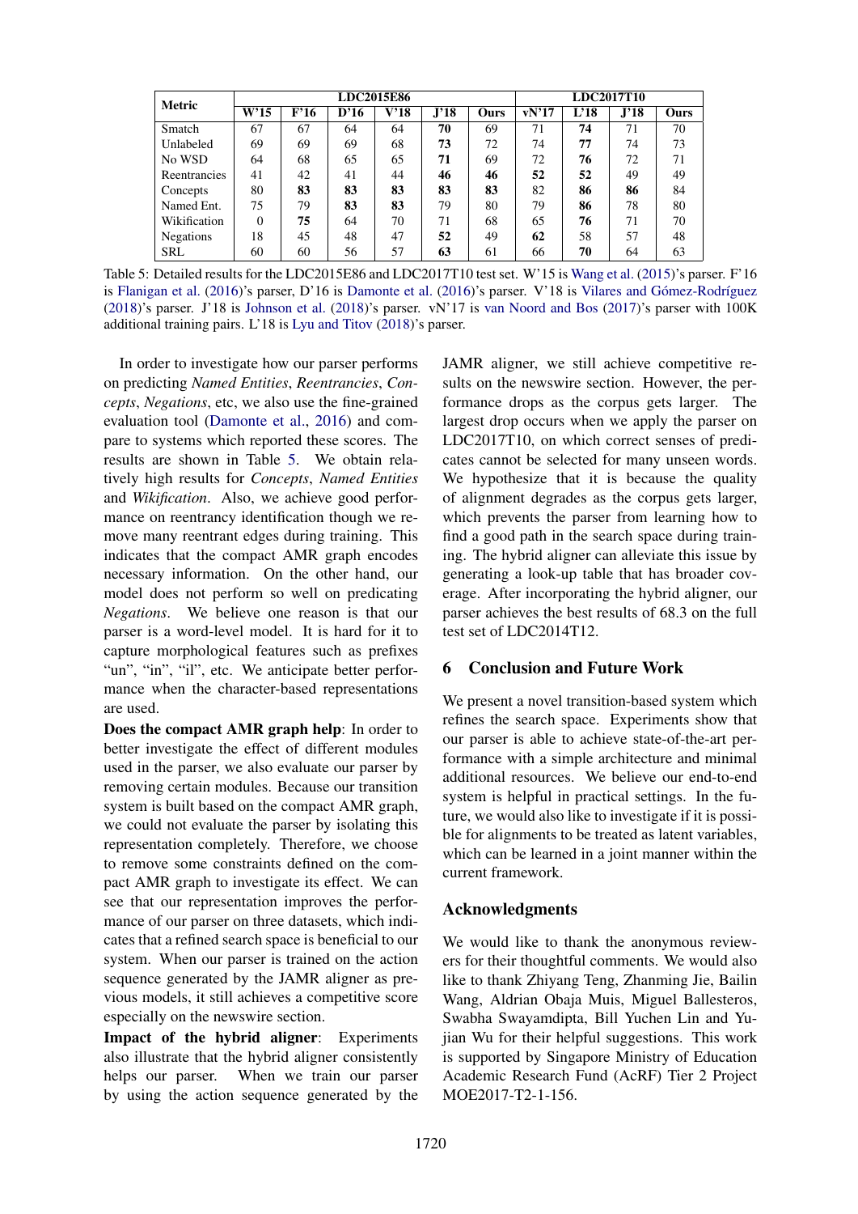| Metric | LDC2015E86 | | | | | | LDC2017T10 | | | |
|---|---|---|---|---|---|---|---|---|---|---|
| | W'15 | F'16 | D'16 | V'18 | J'18 | Ours | vN'17 | L'18 | J'18 | Ours |
| Smatch | 67 | 67 | 64 | 64 | **70** | 69 | 71 | **74** | 71 | 70 |
| Unlabeled | 69 | 69 | 69 | 68 | **73** | 72 | 74 | **77** | 74 | 73 |
| No WSD | 64 | 68 | 65 | 65 | **71** | 69 | 72 | **76** | 72 | 71 |
| Reentrancies | 41 | 42 | 41 | 44 | **46** | **46** | **52** | **52** | 49 | 49 |
| Concepts | 80 | **83** | **83** | **83** | **83** | **83** | 82 | **86** | **86** | 84 |
| Named Ent. | 75 | 79 | **83** | **83** | 79 | 80 | 79 | **86** | 78 | 80 |
| Wikification | 0 | **75** | 64 | 70 | 71 | 68 | 65 | **76** | 71 | 70 |
| Negations | 18 | 45 | 48 | 47 | **52** | 49 | **62** | 58 | 57 | 48 |
| SRL | 60 | 60 | 56 | 57 | **63** | 61 | 66 | **70** | 64 | 63 |

Table 5: Detailed results for the LDC2015E86 and LDC2017T10 test set. W'15 is Wang et al. (2015)'s parser. F'16 is Flanigan et al. (2016)'s parser, D'16 is Damonte et al. (2016)'s parser. V'18 is Vilares and Gómez-Rodríguez (2018)'s parser. J'18 is Johnson et al. (2018)'s parser. vN'17 is van Noord and Bos (2017)'s parser with 100K additional training pairs. L'18 is Lyu and Titov (2018)'s parser.

In order to investigate how our parser performs on predicting *Named Entities*, *Reentrancies*, *Concepts*, *Negations*, etc, we also use the fine-grained evaluation tool (Damonte et al., 2016) and compare to systems which reported these scores. The results are shown in Table 5. We obtain relatively high results for *Concepts*, *Named Entities* and *Wikification*. Also, we achieve good performance on reentrancy identification though we remove many reentrant edges during training. This indicates that the compact AMR graph encodes necessary information. On the other hand, our model does not perform so well on predicating *Negations*. We believe one reason is that our parser is a word-level model. It is hard for it to capture morphological features such as prefixes "un", "in", "il", etc. We anticipate better performance when the character-based representations are used.

**Does the compact AMR graph help**: In order to better investigate the effect of different modules used in the parser, we also evaluate our parser by removing certain modules. Because our transition system is built based on the compact AMR graph, we could not evaluate the parser by isolating this representation completely. Therefore, we choose to remove some constraints defined on the compact AMR graph to investigate its effect. We can see that our representation improves the performance of our parser on three datasets, which indicates that a refined search space is beneficial to our system. When our parser is trained on the action sequence generated by the JAMR aligner as previous models, it still achieves a competitive score especially on the newswire section.

**Impact of the hybrid aligner**: Experiments also illustrate that the hybrid aligner consistently helps our parser. When we train our parser by using the action sequence generated by the JAMR aligner, we still achieve competitive results on the newswire section. However, the performance drops as the corpus gets larger. The largest drop occurs when we apply the parser on LDC2017T10, on which correct senses of predicates cannot be selected for many unseen words. We hypothesize that it is because the quality of alignment degrades as the corpus gets larger, which prevents the parser from learning how to find a good path in the search space during training. The hybrid aligner can alleviate this issue by generating a look-up table that has broader coverage. After incorporating the hybrid aligner, our parser achieves the best results of 68.3 on the full test set of LDC2014T12.

## 6 Conclusion and Future Work

We present a novel transition-based system which refines the search space. Experiments show that our parser is able to achieve state-of-the-art performance with a simple architecture and minimal additional resources. We believe our end-to-end system is helpful in practical settings. In the future, we would also like to investigate if it is possible for alignments to be treated as latent variables, which can be learned in a joint manner within the current framework.

## Acknowledgments

We would like to thank the anonymous reviewers for their thoughtful comments. We would also like to thank Zhiyang Teng, Zhanming Jie, Bailin Wang, Aldrian Obaja Muis, Miguel Ballesteros, Swabha Swayamdipta, Bill Yuchen Lin and Yujian Wu for their helpful suggestions. This work is supported by Singapore Ministry of Education Academic Research Fund (AcRF) Tier 2 Project MOE2017-T2-1-156.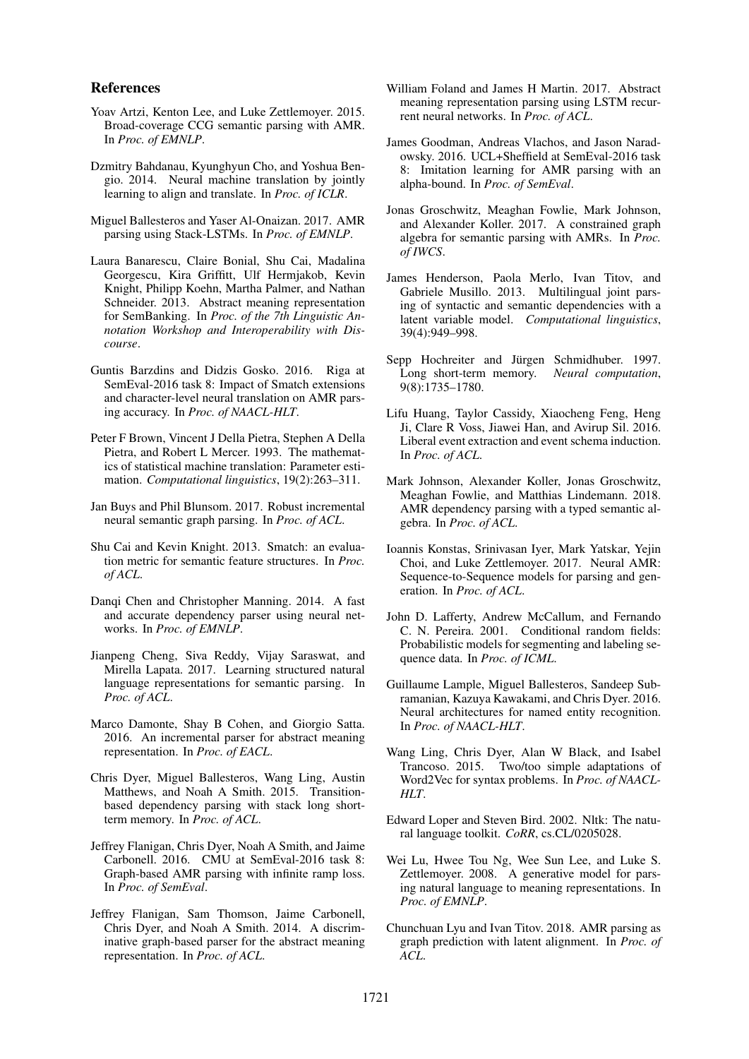## References

Yoav Artzi, Kenton Lee, and Luke Zettlemoyer. 2015. Broad-coverage CCG semantic parsing with AMR. In *Proc. of EMNLP*.

Dzmitry Bahdanau, Kyunghyun Cho, and Yoshua Bengio. 2014. Neural machine translation by jointly learning to align and translate. In *Proc. of ICLR*.

Miguel Ballesteros and Yaser Al-Onaizan. 2017. AMR parsing using Stack-LSTMs. In *Proc. of EMNLP*.

Laura Banarescu, Claire Bonial, Shu Cai, Madalina Georgescu, Kira Griffitt, Ulf Hermjakob, Kevin Knight, Philipp Koehn, Martha Palmer, and Nathan Schneider. 2013. Abstract meaning representation for SemBanking. In *Proc. of the 7th Linguistic Annotation Workshop and Interoperability with Discourse*.

Guntis Barzdins and Didzis Gosko. 2016. Riga at SemEval-2016 task 8: Impact of Smatch extensions and character-level neural translation on AMR parsing accuracy. In *Proc. of NAACL-HLT*.

Peter F Brown, Vincent J Della Pietra, Stephen A Della Pietra, and Robert L Mercer. 1993. The mathematics of statistical machine translation: Parameter estimation. *Computational linguistics*, 19(2):263–311.

Jan Buys and Phil Blunsom. 2017. Robust incremental neural semantic graph parsing. In *Proc. of ACL*.

Shu Cai and Kevin Knight. 2013. Smatch: an evaluation metric for semantic feature structures. In *Proc. of ACL*.

Danqi Chen and Christopher Manning. 2014. A fast and accurate dependency parser using neural networks. In *Proc. of EMNLP*.

Jianpeng Cheng, Siva Reddy, Vijay Saraswat, and Mirella Lapata. 2017. Learning structured natural language representations for semantic parsing. In *Proc. of ACL*.

Marco Damonte, Shay B Cohen, and Giorgio Satta. 2016. An incremental parser for abstract meaning representation. In *Proc. of EACL*.

Chris Dyer, Miguel Ballesteros, Wang Ling, Austin Matthews, and Noah A Smith. 2015. Transition-based dependency parsing with stack long short-term memory. In *Proc. of ACL*.

Jeffrey Flanigan, Chris Dyer, Noah A Smith, and Jaime Carbonell. 2016. CMU at SemEval-2016 task 8: Graph-based AMR parsing with infinite ramp loss. In *Proc. of SemEval*.

Jeffrey Flanigan, Sam Thomson, Jaime Carbonell, Chris Dyer, and Noah A Smith. 2014. A discriminative graph-based parser for the abstract meaning representation. In *Proc. of ACL*.

William Foland and James H Martin. 2017. Abstract meaning representation parsing using LSTM recurrent neural networks. In *Proc. of ACL*.

James Goodman, Andreas Vlachos, and Jason Naradowsky. 2016. UCL+Sheffield at SemEval-2016 task 8: Imitation learning for AMR parsing with an alpha-bound. In *Proc. of SemEval*.

Jonas Groschwitz, Meaghan Fowlie, Mark Johnson, and Alexander Koller. 2017. A constrained graph algebra for semantic parsing with AMRs. In *Proc. of IWCS*.

James Henderson, Paola Merlo, Ivan Titov, and Gabriele Musillo. 2013. Multilingual joint parsing of syntactic and semantic dependencies with a latent variable model. *Computational linguistics*, 39(4):949–998.

Sepp Hochreiter and Jürgen Schmidhuber. 1997. Long short-term memory. *Neural computation*, 9(8):1735–1780.

Lifu Huang, Taylor Cassidy, Xiaocheng Feng, Heng Ji, Clare R Voss, Jiawei Han, and Avirup Sil. 2016. Liberal event extraction and event schema induction. In *Proc. of ACL*.

Mark Johnson, Alexander Koller, Jonas Groschwitz, Meaghan Fowlie, and Matthias Lindemann. 2018. AMR dependency parsing with a typed semantic algebra. In *Proc. of ACL*.

Ioannis Konstas, Srinivasan Iyer, Mark Yatskar, Yejin Choi, and Luke Zettlemoyer. 2017. Neural AMR: Sequence-to-Sequence models for parsing and generation. In *Proc. of ACL*.

John D. Lafferty, Andrew McCallum, and Fernando C. N. Pereira. 2001. Conditional random fields: Probabilistic models for segmenting and labeling sequence data. In *Proc. of ICML*.

Guillaume Lample, Miguel Ballesteros, Sandeep Subramanian, Kazuya Kawakami, and Chris Dyer. 2016. Neural architectures for named entity recognition. In *Proc. of NAACL-HLT*.

Wang Ling, Chris Dyer, Alan W Black, and Isabel Trancoso. 2015. Two/too simple adaptations of Word2Vec for syntax problems. In *Proc. of NAACL-HLT*.

Edward Loper and Steven Bird. 2002. Nltk: The natural language toolkit. *CoRR*, cs.CL/0205028.

Wei Lu, Hwee Tou Ng, Wee Sun Lee, and Luke S. Zettlemoyer. 2008. A generative model for parsing natural language to meaning representations. In *Proc. of EMNLP*.

Chunchuan Lyu and Ivan Titov. 2018. AMR parsing as graph prediction with latent alignment. In *Proc. of ACL*.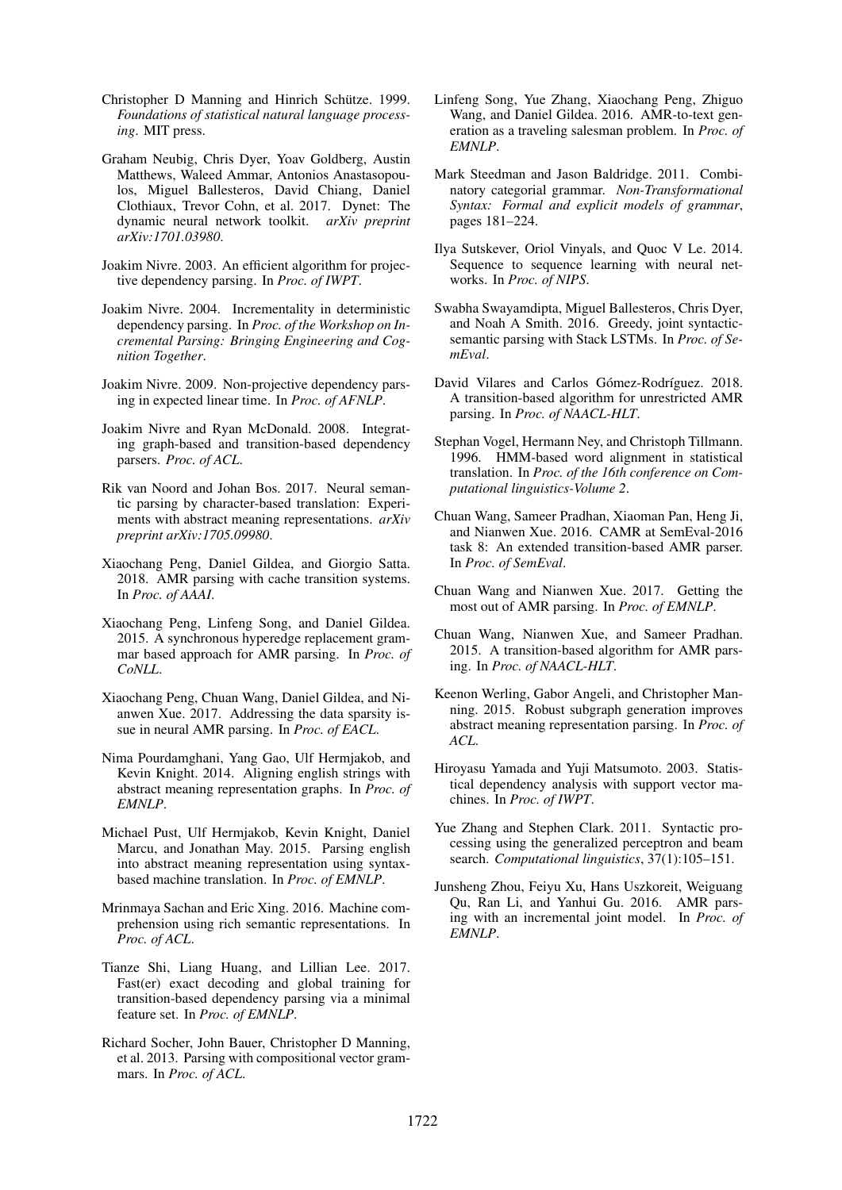Christopher D Manning and Hinrich Schütze. 1999. *Foundations of statistical natural language processing*. MIT press.

Graham Neubig, Chris Dyer, Yoav Goldberg, Austin Matthews, Waleed Ammar, Antonios Anastasopoulos, Miguel Ballesteros, David Chiang, Daniel Clothiaux, Trevor Cohn, et al. 2017. Dynet: The dynamic neural network toolkit. *arXiv preprint arXiv:1701.03980*.

Joakim Nivre. 2003. An efficient algorithm for projective dependency parsing. In *Proc. of IWPT*.

Joakim Nivre. 2004. Incrementality in deterministic dependency parsing. In *Proc. of the Workshop on Incremental Parsing: Bringing Engineering and Cognition Together*.

Joakim Nivre. 2009. Non-projective dependency parsing in expected linear time. In *Proc. of AFNLP*.

Joakim Nivre and Ryan McDonald. 2008. Integrating graph-based and transition-based dependency parsers. *Proc. of ACL*.

Rik van Noord and Johan Bos. 2017. Neural semantic parsing by character-based translation: Experiments with abstract meaning representations. *arXiv preprint arXiv:1705.09980*.

Xiaochang Peng, Daniel Gildea, and Giorgio Satta. 2018. AMR parsing with cache transition systems. In *Proc. of AAAI*.

Xiaochang Peng, Linfeng Song, and Daniel Gildea. 2015. A synchronous hyperedge replacement grammar based approach for AMR parsing. In *Proc. of CoNLL*.

Xiaochang Peng, Chuan Wang, Daniel Gildea, and Nianwen Xue. 2017. Addressing the data sparsity issue in neural AMR parsing. In *Proc. of EACL*.

Nima Pourdamghani, Yang Gao, Ulf Hermjakob, and Kevin Knight. 2014. Aligning english strings with abstract meaning representation graphs. In *Proc. of EMNLP*.

Michael Pust, Ulf Hermjakob, Kevin Knight, Daniel Marcu, and Jonathan May. 2015. Parsing english into abstract meaning representation using syntax-based machine translation. In *Proc. of EMNLP*.

Mrinmaya Sachan and Eric Xing. 2016. Machine comprehension using rich semantic representations. In *Proc. of ACL*.

Tianze Shi, Liang Huang, and Lillian Lee. 2017. Fast(er) exact decoding and global training for transition-based dependency parsing via a minimal feature set. In *Proc. of EMNLP*.

Richard Socher, John Bauer, Christopher D Manning, et al. 2013. Parsing with compositional vector grammars. In *Proc. of ACL*.

Linfeng Song, Yue Zhang, Xiaochang Peng, Zhiguo Wang, and Daniel Gildea. 2016. AMR-to-text generation as a traveling salesman problem. In *Proc. of EMNLP*.

Mark Steedman and Jason Baldridge. 2011. Combinatory categorial grammar. *Non-Transformational Syntax: Formal and explicit models of grammar*, pages 181–224.

Ilya Sutskever, Oriol Vinyals, and Quoc V Le. 2014. Sequence to sequence learning with neural networks. In *Proc. of NIPS*.

Swabha Swayamdipta, Miguel Ballesteros, Chris Dyer, and Noah A Smith. 2016. Greedy, joint syntactic-semantic parsing with Stack LSTMs. In *Proc. of SemEval*.

David Vilares and Carlos Gómez-Rodríguez. 2018. A transition-based algorithm for unrestricted AMR parsing. In *Proc. of NAACL-HLT*.

Stephan Vogel, Hermann Ney, and Christoph Tillmann. 1996. HMM-based word alignment in statistical translation. In *Proc. of the 16th conference on Computational linguistics-Volume 2*.

Chuan Wang, Sameer Pradhan, Xiaoman Pan, Heng Ji, and Nianwen Xue. 2016. CAMR at SemEval-2016 task 8: An extended transition-based AMR parser. In *Proc. of SemEval*.

Chuan Wang and Nianwen Xue. 2017. Getting the most out of AMR parsing. In *Proc. of EMNLP*.

Chuan Wang, Nianwen Xue, and Sameer Pradhan. 2015. A transition-based algorithm for AMR parsing. In *Proc. of NAACL-HLT*.

Keenon Werling, Gabor Angeli, and Christopher Manning. 2015. Robust subgraph generation improves abstract meaning representation parsing. In *Proc. of ACL*.

Hiroyasu Yamada and Yuji Matsumoto. 2003. Statistical dependency analysis with support vector machines. In *Proc. of IWPT*.

Yue Zhang and Stephen Clark. 2011. Syntactic processing using the generalized perceptron and beam search. *Computational linguistics*, 37(1):105–151.

Junsheng Zhou, Feiyu Xu, Hans Uszkoreit, Weiguang Qu, Ran Li, and Yanhui Gu. 2016. AMR parsing with an incremental joint model. In *Proc. of EMNLP*.